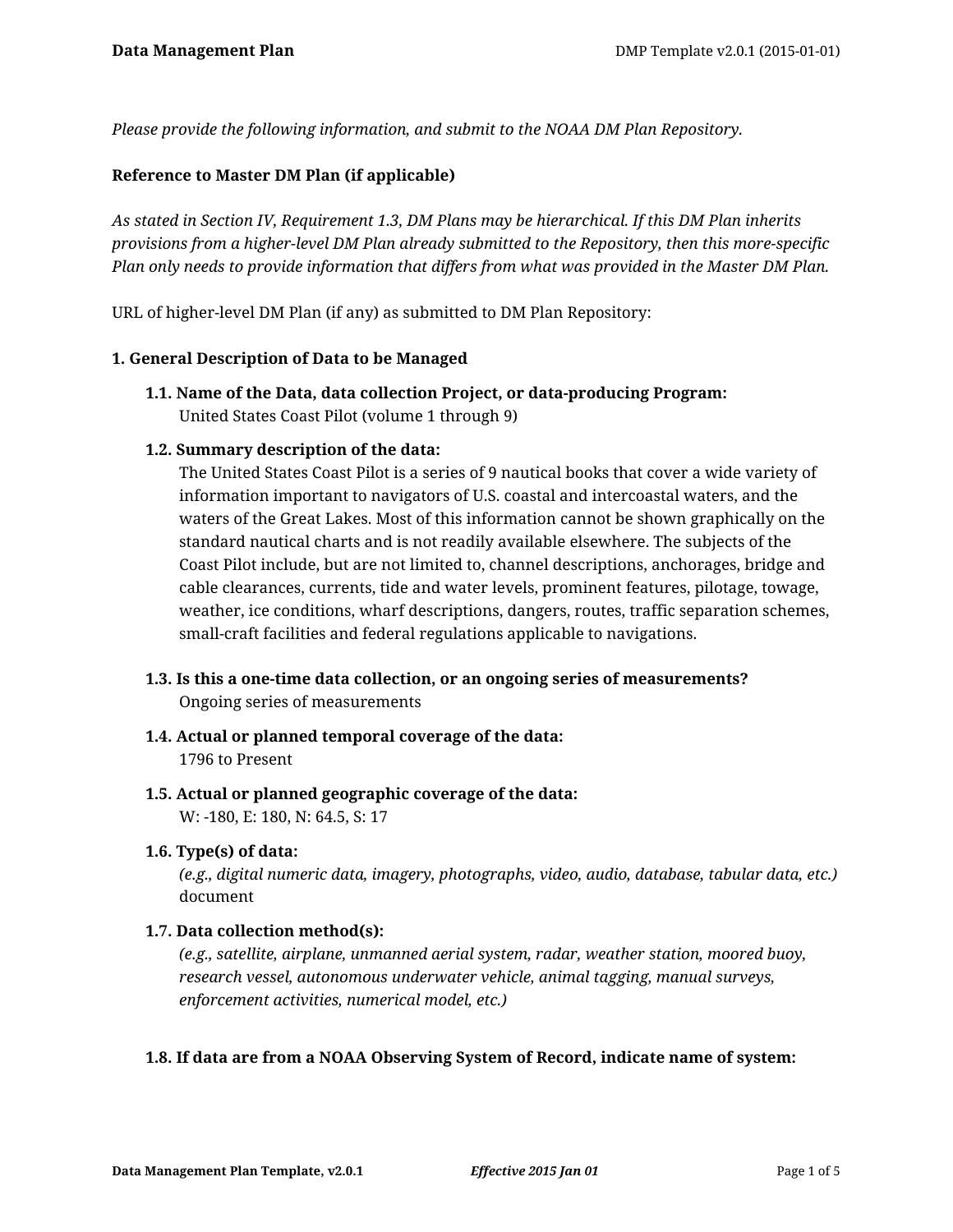*Please provide the following information, and submit to the NOAA DM Plan Repository.*

**Reference to Master DM Plan (if applicable)**

*As stated in Section IV, Requirement 1.3, DM Plans may be hierarchical. If this DM Plan inherits provisions from a higher-level DM Plan already submitted to the Repository, then this more-specific Plan only needs to provide information that differs from what was provided in the Master DM Plan.*

URL of higher-level DM Plan (if any) as submitted to DM Plan Repository:

## 1. General Description of Data to be Managed

**1.1. Name of the Data, data collection Project, or data-producing Program:**
United States Coast Pilot (volume 1 through 9)

**1.2. Summary description of the data:**
The United States Coast Pilot is a series of 9 nautical books that cover a wide variety of information important to navigators of U.S. coastal and intercoastal waters, and the waters of the Great Lakes. Most of this information cannot be shown graphically on the standard nautical charts and is not readily available elsewhere. The subjects of the Coast Pilot include, but are not limited to, channel descriptions, anchorages, bridge and cable clearances, currents, tide and water levels, prominent features, pilotage, towage, weather, ice conditions, wharf descriptions, dangers, routes, traffic separation schemes, small-craft facilities and federal regulations applicable to navigations.

**1.3. Is this a one-time data collection, or an ongoing series of measurements?**
Ongoing series of measurements

**1.4. Actual or planned temporal coverage of the data:**
1796 to Present

**1.5. Actual or planned geographic coverage of the data:**
W: -180, E: 180, N: 64.5, S: 17

**1.6. Type(s) of data:**
*(e.g., digital numeric data, imagery, photographs, video, audio, database, tabular data, etc.)*
document

**1.7. Data collection method(s):**
*(e.g., satellite, airplane, unmanned aerial system, radar, weather station, moored buoy, research vessel, autonomous underwater vehicle, animal tagging, manual surveys, enforcement activities, numerical model, etc.)*

**1.8. If data are from a NOAA Observing System of Record, indicate name of system:**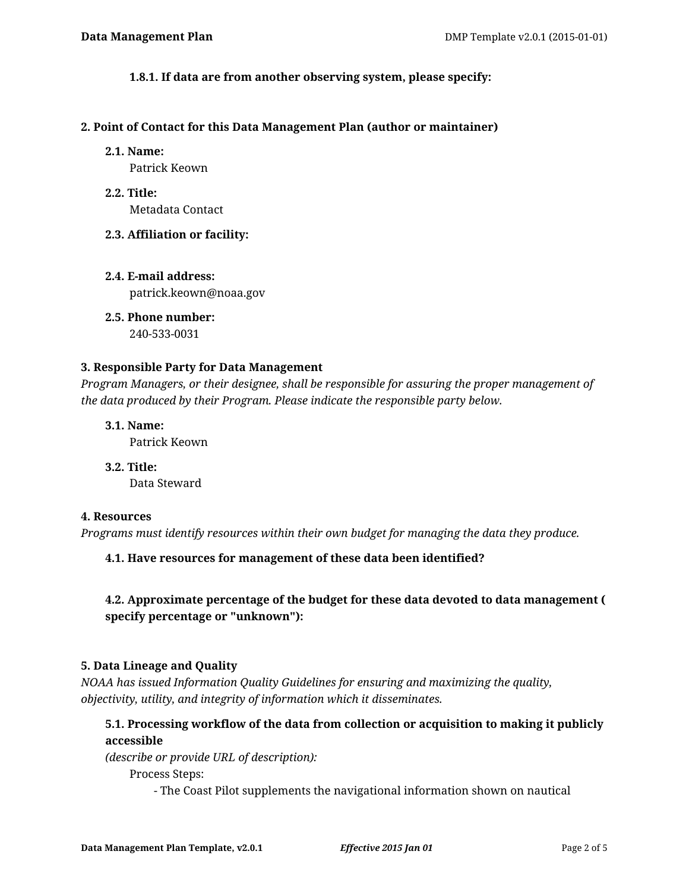**1.8.1. If data are from another observing system, please specify:**

## 2. Point of Contact for this Data Management Plan (author or maintainer)

**2.1. Name:**
Patrick Keown

**2.2. Title:**
Metadata Contact

**2.3. Affiliation or facility:**

**2.4. E-mail address:**
patrick.keown@noaa.gov

**2.5. Phone number:**
240-533-0031

## 3. Responsible Party for Data Management

*Program Managers, or their designee, shall be responsible for assuring the proper management of the data produced by their Program. Please indicate the responsible party below.*

**3.1. Name:**
Patrick Keown

**3.2. Title:**
Data Steward

## 4. Resources

*Programs must identify resources within their own budget for managing the data they produce.*

**4.1. Have resources for management of these data been identified?**

**4.2. Approximate percentage of the budget for these data devoted to data management ( specify percentage or "unknown"):**

## 5. Data Lineage and Quality

*NOAA has issued Information Quality Guidelines for ensuring and maximizing the quality, objectivity, utility, and integrity of information which it disseminates.*

**5.1. Processing workflow of the data from collection or acquisition to making it publicly accessible**
*(describe or provide URL of description):*

Process Steps:

- The Coast Pilot supplements the navigational information shown on nautical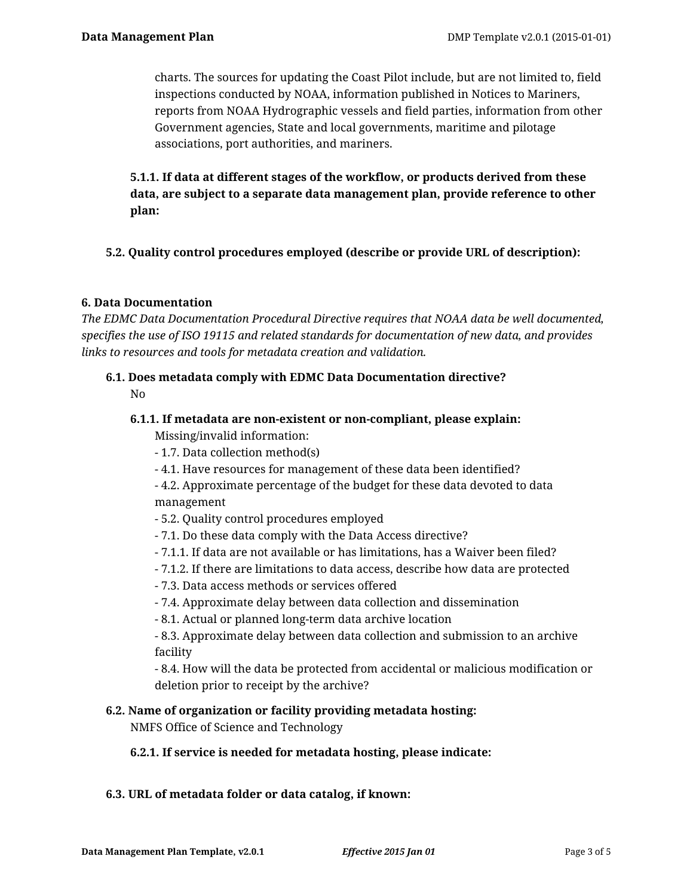charts. The sources for updating the Coast Pilot include, but are not limited to, field inspections conducted by NOAA, information published in Notices to Mariners, reports from NOAA Hydrographic vessels and field parties, information from other Government agencies, State and local governments, maritime and pilotage associations, port authorities, and mariners.

**5.1.1. If data at different stages of the workflow, or products derived from these data, are subject to a separate data management plan, provide reference to other plan:**

**5.2. Quality control procedures employed (describe or provide URL of description):**

## 6. Data Documentation

*The EDMC Data Documentation Procedural Directive requires that NOAA data be well documented, specifies the use of ISO 19115 and related standards for documentation of new data, and provides links to resources and tools for metadata creation and validation.*

**6.1. Does metadata comply with EDMC Data Documentation directive?**

No

**6.1.1. If metadata are non-existent or non-compliant, please explain:**

Missing/invalid information:
- 1.7. Data collection method(s)
- 4.1. Have resources for management of these data been identified?
- 4.2. Approximate percentage of the budget for these data devoted to data management
- 5.2. Quality control procedures employed
- 7.1. Do these data comply with the Data Access directive?
- 7.1.1. If data are not available or has limitations, has a Waiver been filed?
- 7.1.2. If there are limitations to data access, describe how data are protected
- 7.3. Data access methods or services offered
- 7.4. Approximate delay between data collection and dissemination
- 8.1. Actual or planned long-term data archive location
- 8.3. Approximate delay between data collection and submission to an archive facility
- 8.4. How will the data be protected from accidental or malicious modification or deletion prior to receipt by the archive?

**6.2. Name of organization or facility providing metadata hosting:**

NMFS Office of Science and Technology

**6.2.1. If service is needed for metadata hosting, please indicate:**

**6.3. URL of metadata folder or data catalog, if known:**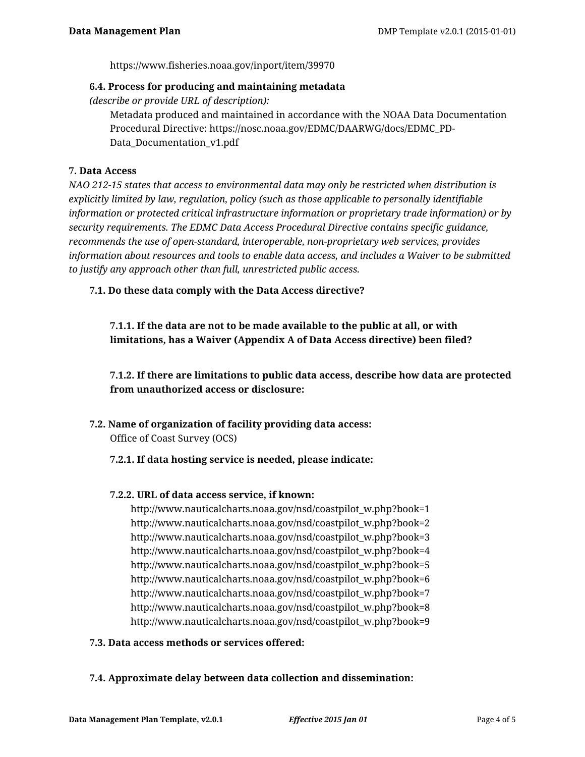https://www.fisheries.noaa.gov/inport/item/39970

**6.4. Process for producing and maintaining metadata**

*(describe or provide URL of description):*

Metadata produced and maintained in accordance with the NOAA Data Documentation Procedural Directive: https://nosc.noaa.gov/EDMC/DAARWG/docs/EDMC_PD-Data_Documentation_v1.pdf

## 7. Data Access

*NAO 212-15 states that access to environmental data may only be restricted when distribution is explicitly limited by law, regulation, policy (such as those applicable to personally identifiable information or protected critical infrastructure information or proprietary trade information) or by security requirements. The EDMC Data Access Procedural Directive contains specific guidance, recommends the use of open-standard, interoperable, non-proprietary web services, provides information about resources and tools to enable data access, and includes a Waiver to be submitted to justify any approach other than full, unrestricted public access.*

**7.1. Do these data comply with the Data Access directive?**

**7.1.1. If the data are not to be made available to the public at all, or with limitations, has a Waiver (Appendix A of Data Access directive) been filed?**

**7.1.2. If there are limitations to public data access, describe how data are protected from unauthorized access or disclosure:**

**7.2. Name of organization of facility providing data access:**

Office of Coast Survey (OCS)

**7.2.1. If data hosting service is needed, please indicate:**

**7.2.2. URL of data access service, if known:**

http://www.nauticalcharts.noaa.gov/nsd/coastpilot_w.php?book=1
http://www.nauticalcharts.noaa.gov/nsd/coastpilot_w.php?book=2
http://www.nauticalcharts.noaa.gov/nsd/coastpilot_w.php?book=3
http://www.nauticalcharts.noaa.gov/nsd/coastpilot_w.php?book=4
http://www.nauticalcharts.noaa.gov/nsd/coastpilot_w.php?book=5
http://www.nauticalcharts.noaa.gov/nsd/coastpilot_w.php?book=6
http://www.nauticalcharts.noaa.gov/nsd/coastpilot_w.php?book=7
http://www.nauticalcharts.noaa.gov/nsd/coastpilot_w.php?book=8
http://www.nauticalcharts.noaa.gov/nsd/coastpilot_w.php?book=9

**7.3. Data access methods or services offered:**

**7.4. Approximate delay between data collection and dissemination:**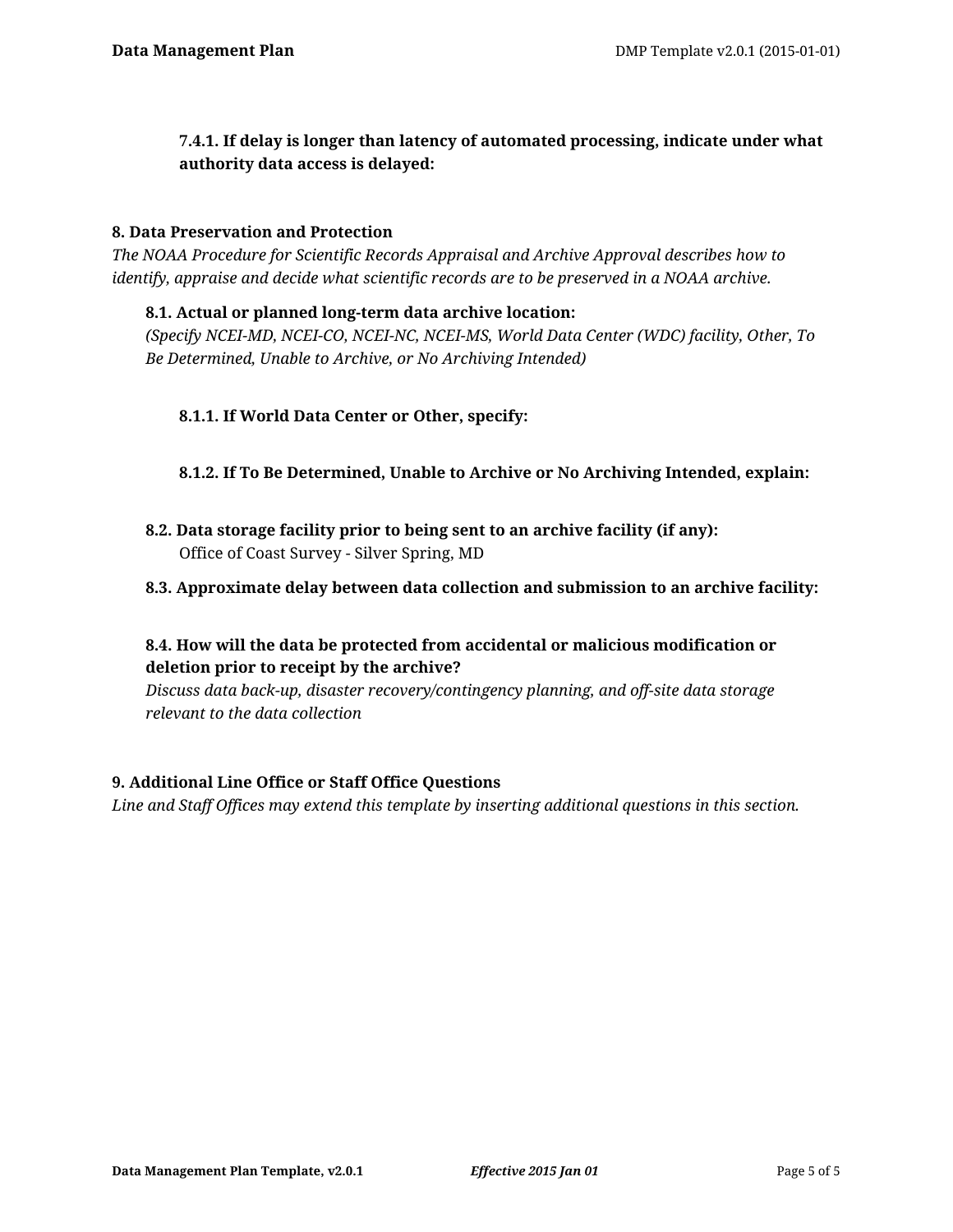**7.4.1. If delay is longer than latency of automated processing, indicate under what authority data access is delayed:**

## 8. Data Preservation and Protection

*The NOAA Procedure for Scientific Records Appraisal and Archive Approval describes how to identify, appraise and decide what scientific records are to be preserved in a NOAA archive.*

**8.1. Actual or planned long-term data archive location:**
*(Specify NCEI-MD, NCEI-CO, NCEI-NC, NCEI-MS, World Data Center (WDC) facility, Other, To Be Determined, Unable to Archive, or No Archiving Intended)*

**8.1.1. If World Data Center or Other, specify:**

**8.1.2. If To Be Determined, Unable to Archive or No Archiving Intended, explain:**

**8.2. Data storage facility prior to being sent to an archive facility (if any):**
Office of Coast Survey - Silver Spring, MD

**8.3. Approximate delay between data collection and submission to an archive facility:**

**8.4. How will the data be protected from accidental or malicious modification or deletion prior to receipt by the archive?**
*Discuss data back-up, disaster recovery/contingency planning, and off-site data storage relevant to the data collection*

## 9. Additional Line Office or Staff Office Questions

*Line and Staff Offices may extend this template by inserting additional questions in this section.*